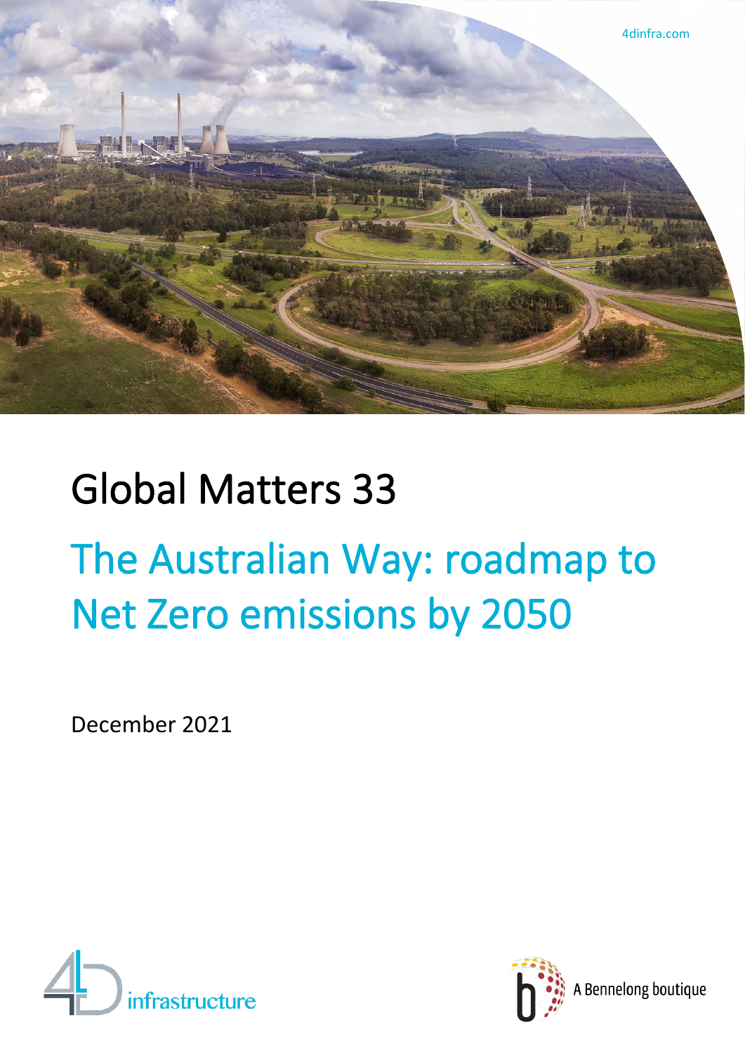4dinfra.com

# Global Matters 33

## The Australian Way: roadmap to Net Zero emissions by 2050

December 2021

4D infrastructure

A Bennelong boutique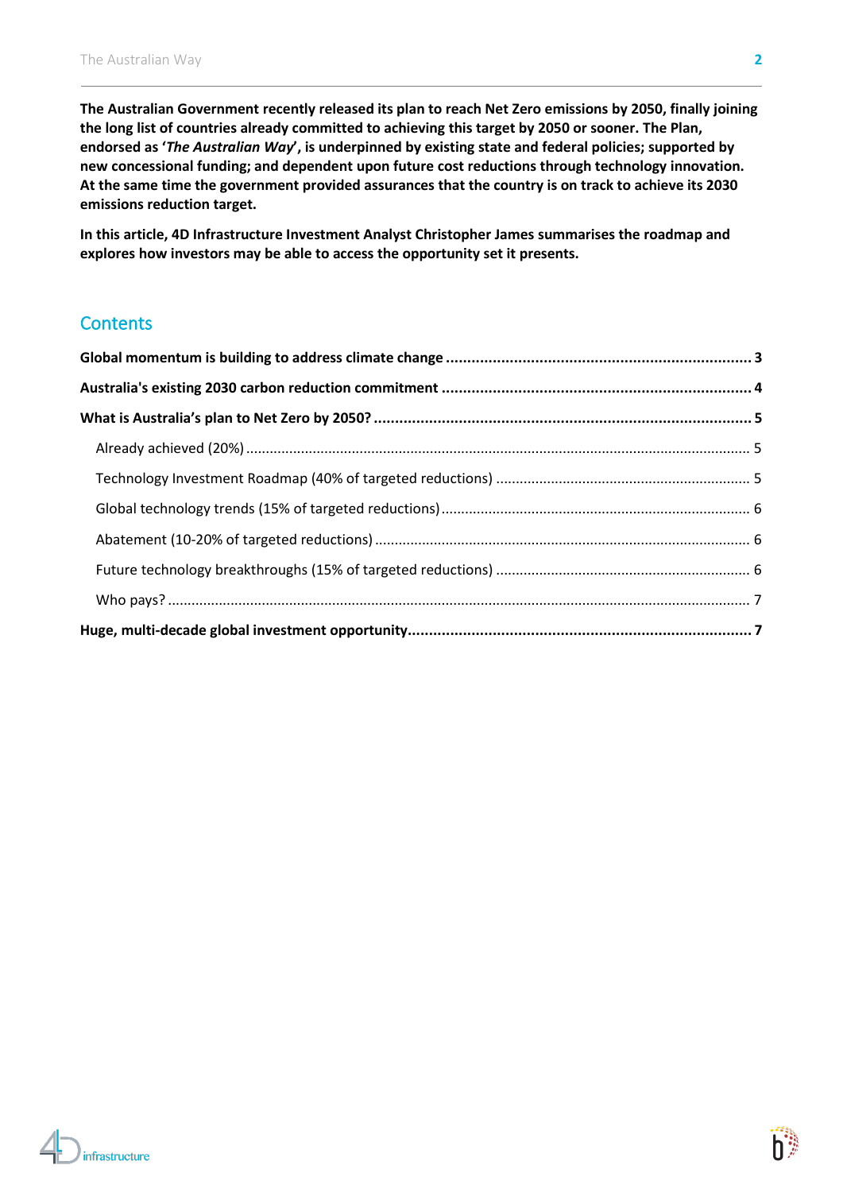**The Australian Government recently released its plan to reach Net Zero emissions by 2050, finally joining the long list of countries already committed to achieving this target by 2050 or sooner. The Plan, endorsed as '*The Australian Way*', is underpinned by existing state and federal policies; supported by new concessional funding; and dependent upon future cost reductions through technology innovation. At the same time the government provided assurances that the country is on track to achieve its 2030 emissions reduction target.**

**In this article, 4D Infrastructure Investment Analyst Christopher James summarises the roadmap and explores how investors may be able to access the opportunity set it presents.**

## Contents

**Global momentum is building to address climate change ........ 3**

**Australia's existing 2030 carbon reduction commitment ........ 4**

**What is Australia's plan to Net Zero by 2050? ........ 5**

- Already achieved (20%) ........ 5
- Technology Investment Roadmap (40% of targeted reductions) ........ 5
- Global technology trends (15% of targeted reductions) ........ 6
- Abatement (10-20% of targeted reductions) ........ 6
- Future technology breakthroughs (15% of targeted reductions) ........ 6
- Who pays? ........ 7

**Huge, multi-decade global investment opportunity ........ 7**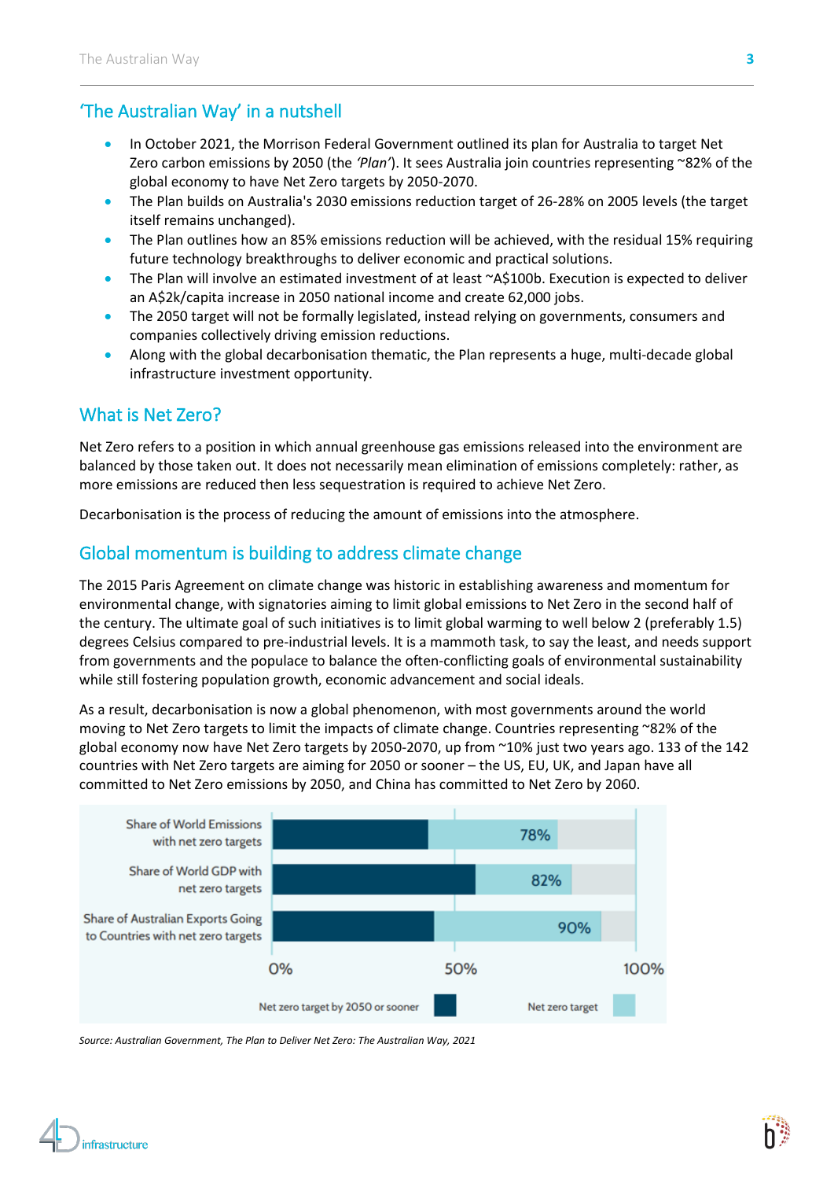## 'The Australian Way' in a nutshell

- In October 2021, the Morrison Federal Government outlined its plan for Australia to target Net Zero carbon emissions by 2050 (the *'Plan'*). It sees Australia join countries representing ~82% of the global economy to have Net Zero targets by 2050-2070.
- The Plan builds on Australia's 2030 emissions reduction target of 26-28% on 2005 levels (the target itself remains unchanged).
- The Plan outlines how an 85% emissions reduction will be achieved, with the residual 15% requiring future technology breakthroughs to deliver economic and practical solutions.
- The Plan will involve an estimated investment of at least ~A$100b. Execution is expected to deliver an A$2k/capita increase in 2050 national income and create 62,000 jobs.
- The 2050 target will not be formally legislated, instead relying on governments, consumers and companies collectively driving emission reductions.
- Along with the global decarbonisation thematic, the Plan represents a huge, multi-decade global infrastructure investment opportunity.

## What is Net Zero?

Net Zero refers to a position in which annual greenhouse gas emissions released into the environment are balanced by those taken out. It does not necessarily mean elimination of emissions completely: rather, as more emissions are reduced then less sequestration is required to achieve Net Zero.

Decarbonisation is the process of reducing the amount of emissions into the atmosphere.

## Global momentum is building to address climate change

The 2015 Paris Agreement on climate change was historic in establishing awareness and momentum for environmental change, with signatories aiming to limit global emissions to Net Zero in the second half of the century. The ultimate goal of such initiatives is to limit global warming to well below 2 (preferably 1.5) degrees Celsius compared to pre-industrial levels. It is a mammoth task, to say the least, and needs support from governments and the populace to balance the often-conflicting goals of environmental sustainability while still fostering population growth, economic advancement and social ideals.

As a result, decarbonisation is now a global phenomenon, with most governments around the world moving to Net Zero targets to limit the impacts of climate change. Countries representing ~82% of the global economy now have Net Zero targets by 2050-2070, up from ~10% just two years ago. 133 of the 142 countries with Net Zero targets are aiming for 2050 or sooner – the US, EU, UK, and Japan have all committed to Net Zero emissions by 2050, and China has committed to Net Zero by 2060.

| | Net zero target |
|---|---|
| Share of World Emissions with net zero targets | 78% |
| Share of World GDP with net zero targets | 82% |
| Share of Australian Exports Going to Countries with net zero targets | 90% |

Legend: Net zero target by 2050 or sooner; Net zero target

*Source: Australian Government, The Plan to Deliver Net Zero: The Australian Way, 2021*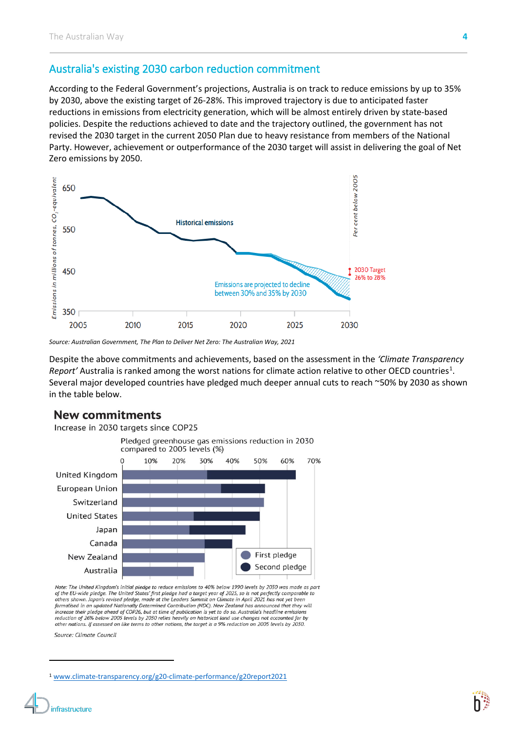## Australia's existing 2030 carbon reduction commitment

According to the Federal Government's projections, Australia is on track to reduce emissions by up to 35% by 2030, above the existing target of 26-28%. This improved trajectory is due to anticipated faster reductions in emissions from electricity generation, which will be almost entirely driven by state-based policies. Despite the reductions achieved to date and the trajectory outlined, the government has not revised the 2030 target in the current 2050 Plan due to heavy resistance from members of the National Party. However, achievement or outperformance of the 2030 target will assist in delivering the goal of Net Zero emissions by 2050.

*Source: Australian Government, The Plan to Deliver Net Zero: The Australian Way, 2021*

Despite the above commitments and achievements, based on the assessment in the *'Climate Transparency Report'* Australia is ranked among the worst nations for climate action relative to other OECD countries[1]. Several major developed countries have pledged much deeper annual cuts to reach ~50% by 2030 as shown in the table below.

*Note: The United Kingdom's initial pledge to reduce emissions to 40% below 1990 levels by 2030 was made as part of the EU-wide pledge. The United States' first pledge had a target year of 2025, so is not perfectly comparable to others shown. Japan's revised pledge, made at the Leaders Summit on Climate in April 2021 has not yet been formalised in an updated Nationally Determined Contribution (NDC). New Zealand has announced that they will increase their pledge ahead of COP26, but at time of publication is yet to do so. Australia's headline emissions reduction of 26% below 2005 levels by 2030 relies heavily on historical land use changes not accounted for by other nations. If assessed on like terms to other nations, the target is a 9% reduction on 2005 levels by 2030.*

*Source: Climate Council*

[1] www.climate-transparency.org/g20-climate-performance/g20report2021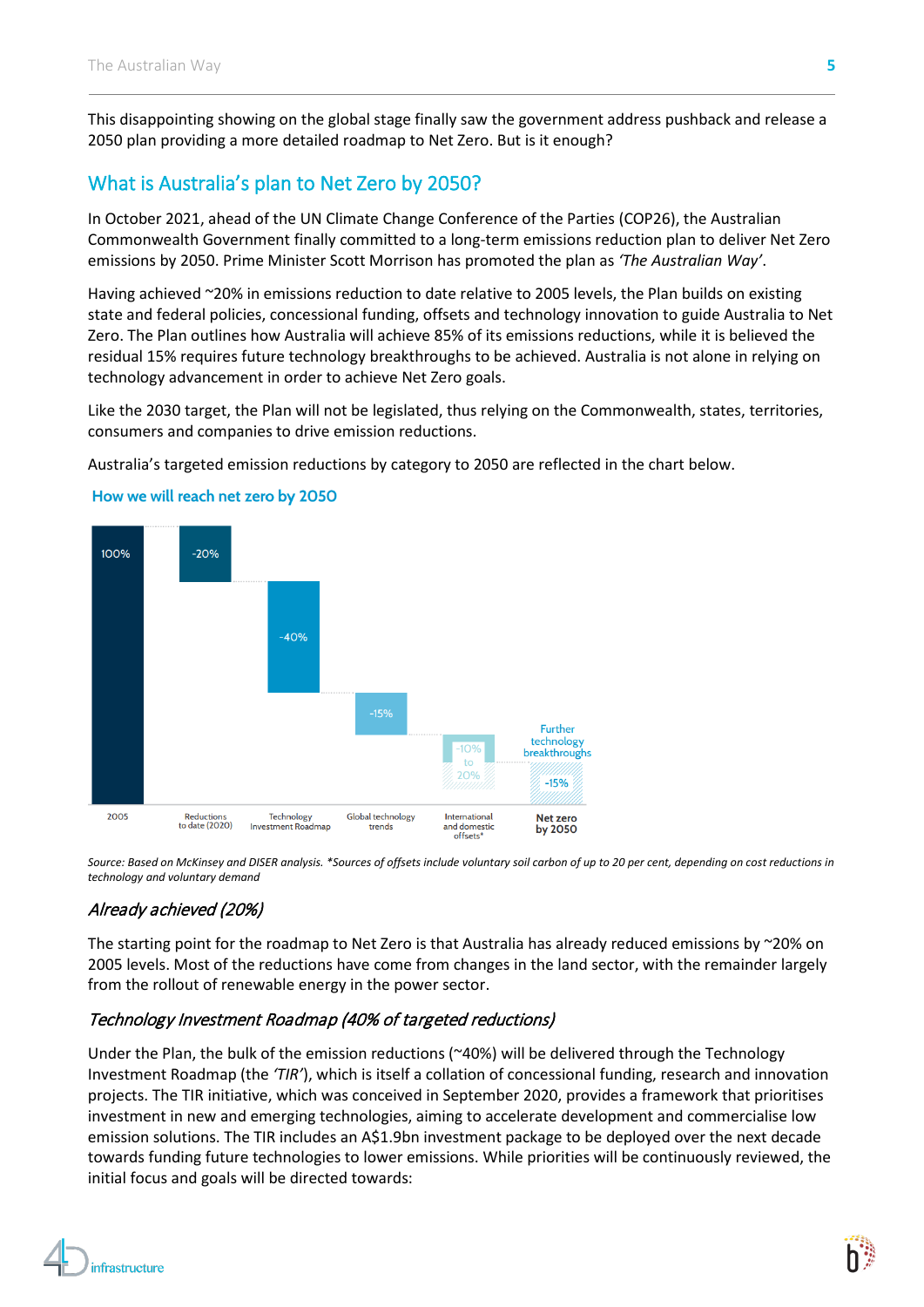This disappointing showing on the global stage finally saw the government address pushback and release a 2050 plan providing a more detailed roadmap to Net Zero. But is it enough?

## What is Australia's plan to Net Zero by 2050?

In October 2021, ahead of the UN Climate Change Conference of the Parties (COP26), the Australian Commonwealth Government finally committed to a long-term emissions reduction plan to deliver Net Zero emissions by 2050. Prime Minister Scott Morrison has promoted the plan as *'The Australian Way'*.

Having achieved ~20% in emissions reduction to date relative to 2005 levels, the Plan builds on existing state and federal policies, concessional funding, offsets and technology innovation to guide Australia to Net Zero. The Plan outlines how Australia will achieve 85% of its emissions reductions, while it is believed the residual 15% requires future technology breakthroughs to be achieved. Australia is not alone in relying on technology advancement in order to achieve Net Zero goals.

Like the 2030 target, the Plan will not be legislated, thus relying on the Commonwealth, states, territories, consumers and companies to drive emission reductions.

Australia's targeted emission reductions by category to 2050 are reflected in the chart below.

**How we will reach net zero by 2050**

| 2005 | Reductions to date (2020) | Technology Investment Roadmap | Global technology trends | International and domestic offsets* | Net zero by 2050 |
|---|---|---|---|---|---|
| 100% | -20% | -40% | -15% | -10% to 20% | Further technology breakthroughs -15% |

*Source: Based on McKinsey and DISER analysis. *Sources of offsets include voluntary soil carbon of up to 20 per cent, depending on cost reductions in technology and voluntary demand*

### *Already achieved (20%)*

The starting point for the roadmap to Net Zero is that Australia has already reduced emissions by ~20% on 2005 levels. Most of the reductions have come from changes in the land sector, with the remainder largely from the rollout of renewable energy in the power sector.

### *Technology Investment Roadmap (40% of targeted reductions)*

Under the Plan, the bulk of the emission reductions (~40%) will be delivered through the Technology Investment Roadmap (the *'TIR'*), which is itself a collation of concessional funding, research and innovation projects. The TIR initiative, which was conceived in September 2020, provides a framework that prioritises investment in new and emerging technologies, aiming to accelerate development and commercialise low emission solutions. The TIR includes an A$1.9bn investment package to be deployed over the next decade towards funding future technologies to lower emissions. While priorities will be continuously reviewed, the initial focus and goals will be directed towards: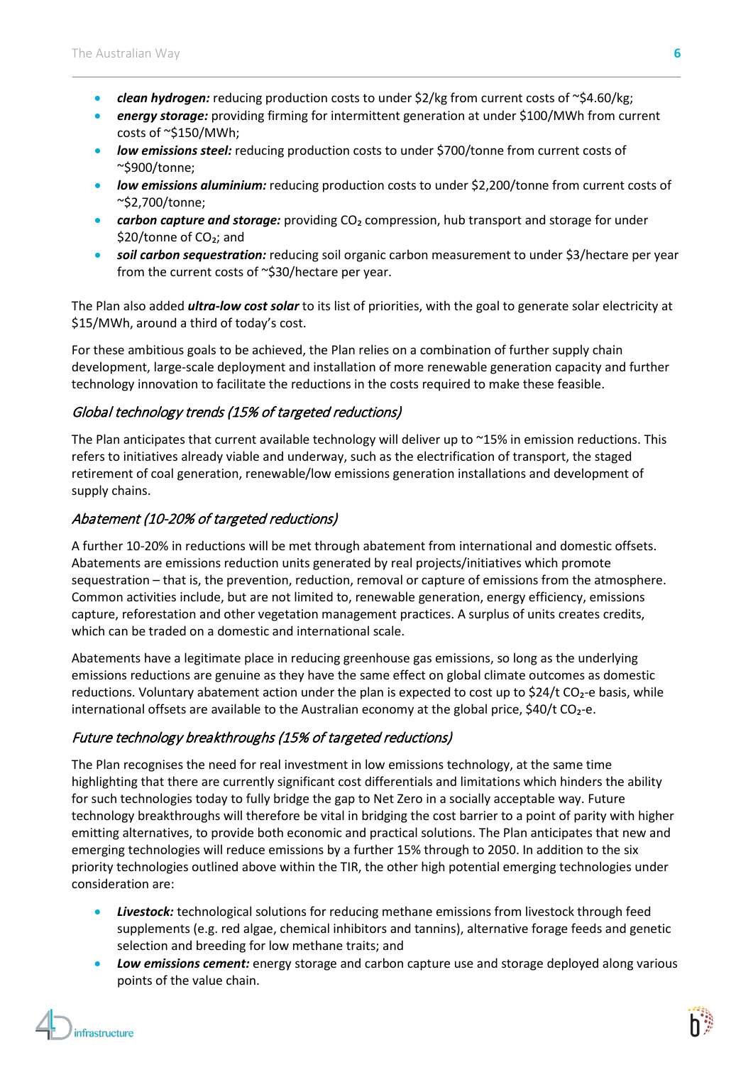- ***clean hydrogen:*** reducing production costs to under \$2/kg from current costs of ~\$4.60/kg;
- ***energy storage:*** providing firming for intermittent generation at under \$100/MWh from current costs of ~\$150/MWh;
- ***low emissions steel:*** reducing production costs to under \$700/tonne from current costs of ~\$900/tonne;
- ***low emissions aluminium:*** reducing production costs to under \$2,200/tonne from current costs of ~\$2,700/tonne;
- ***carbon capture and storage:*** providing $CO_2$ compression, hub transport and storage for under \$20/tonne of $CO_2$; and
- ***soil carbon sequestration:*** reducing soil organic carbon measurement to under \$3/hectare per year from the current costs of ~\$30/hectare per year.

The Plan also added ***ultra-low cost solar*** to its list of priorities, with the goal to generate solar electricity at \$15/MWh, around a third of today's cost.

For these ambitious goals to be achieved, the Plan relies on a combination of further supply chain development, large-scale deployment and installation of more renewable generation capacity and further technology innovation to facilitate the reductions in the costs required to make these feasible.

### *Global technology trends (15% of targeted reductions)*

The Plan anticipates that current available technology will deliver up to ~15% in emission reductions. This refers to initiatives already viable and underway, such as the electrification of transport, the staged retirement of coal generation, renewable/low emissions generation installations and development of supply chains.

### *Abatement (10-20% of targeted reductions)*

A further 10-20% in reductions will be met through abatement from international and domestic offsets. Abatements are emissions reduction units generated by real projects/initiatives which promote sequestration – that is, the prevention, reduction, removal or capture of emissions from the atmosphere. Common activities include, but are not limited to, renewable generation, energy efficiency, emissions capture, reforestation and other vegetation management practices. A surplus of units creates credits, which can be traded on a domestic and international scale.

Abatements have a legitimate place in reducing greenhouse gas emissions, so long as the underlying emissions reductions are genuine as they have the same effect on global climate outcomes as domestic reductions. Voluntary abatement action under the plan is expected to cost up to \$24/t $CO_2$-e basis, while international offsets are available to the Australian economy at the global price, \$40/t $CO_2$-e.

### *Future technology breakthroughs (15% of targeted reductions)*

The Plan recognises the need for real investment in low emissions technology, at the same time highlighting that there are currently significant cost differentials and limitations which hinders the ability for such technologies today to fully bridge the gap to Net Zero in a socially acceptable way. Future technology breakthroughs will therefore be vital in bridging the cost barrier to a point of parity with higher emitting alternatives, to provide both economic and practical solutions. The Plan anticipates that new and emerging technologies will reduce emissions by a further 15% through to 2050. In addition to the six priority technologies outlined above within the TIR, the other high potential emerging technologies under consideration are:

- ***Livestock:*** technological solutions for reducing methane emissions from livestock through feed supplements (e.g. red algae, chemical inhibitors and tannins), alternative forage feeds and genetic selection and breeding for low methane traits; and
- ***Low emissions cement:*** energy storage and carbon capture use and storage deployed along various points of the value chain.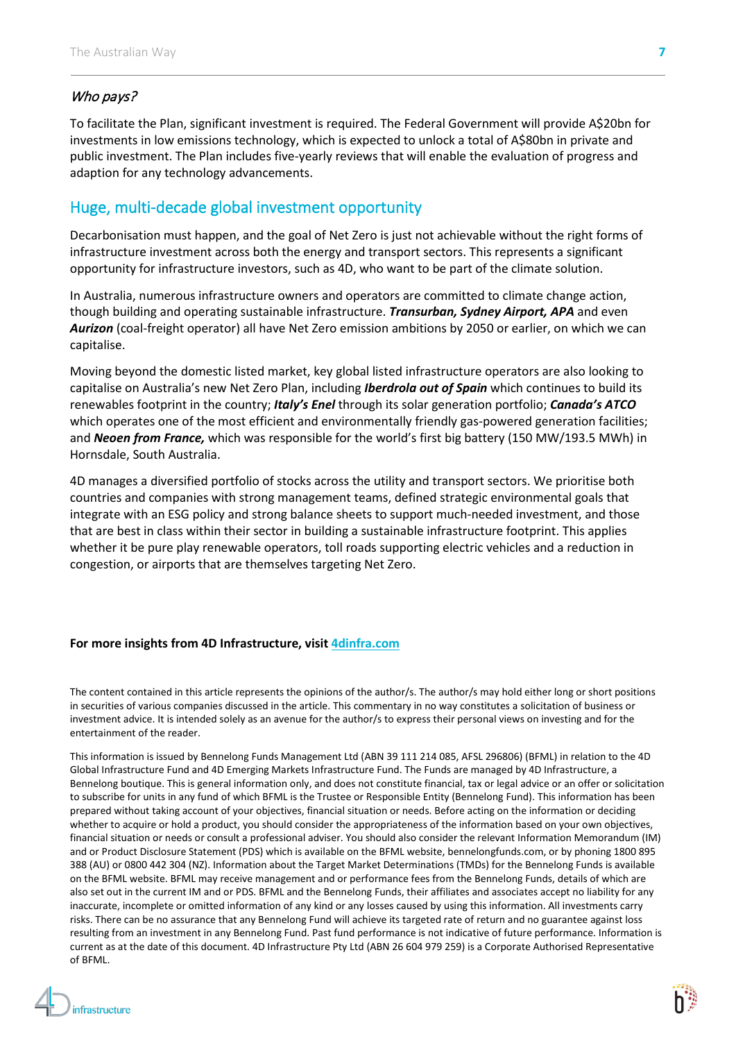*Who pays?*

To facilitate the Plan, significant investment is required. The Federal Government will provide A$20bn for investments in low emissions technology, which is expected to unlock a total of A$80bn in private and public investment. The Plan includes five-yearly reviews that will enable the evaluation of progress and adaption for any technology advancements.

## Huge, multi-decade global investment opportunity

Decarbonisation must happen, and the goal of Net Zero is just not achievable without the right forms of infrastructure investment across both the energy and transport sectors. This represents a significant opportunity for infrastructure investors, such as 4D, who want to be part of the climate solution.

In Australia, numerous infrastructure owners and operators are committed to climate change action, though building and operating sustainable infrastructure. ***Transurban, Sydney Airport, APA*** and even ***Aurizon*** (coal-freight operator) all have Net Zero emission ambitions by 2050 or earlier, on which we can capitalise.

Moving beyond the domestic listed market, key global listed infrastructure operators are also looking to capitalise on Australia's new Net Zero Plan, including ***Iberdrola out of Spain*** which continues to build its renewables footprint in the country; ***Italy's Enel*** through its solar generation portfolio; ***Canada's ATCO*** which operates one of the most efficient and environmentally friendly gas-powered generation facilities; and ***Neoen from France,*** which was responsible for the world's first big battery (150 MW/193.5 MWh) in Hornsdale, South Australia.

4D manages a diversified portfolio of stocks across the utility and transport sectors. We prioritise both countries and companies with strong management teams, defined strategic environmental goals that integrate with an ESG policy and strong balance sheets to support much-needed investment, and those that are best in class within their sector in building a sustainable infrastructure footprint. This applies whether it be pure play renewable operators, toll roads supporting electric vehicles and a reduction in congestion, or airports that are themselves targeting Net Zero.

**For more insights from 4D Infrastructure, visit [4dinfra.com](https://4dinfra.com)**

The content contained in this article represents the opinions of the author/s. The author/s may hold either long or short positions in securities of various companies discussed in the article. This commentary in no way constitutes a solicitation of business or investment advice. It is intended solely as an avenue for the author/s to express their personal views on investing and for the entertainment of the reader.

This information is issued by Bennelong Funds Management Ltd (ABN 39 111 214 085, AFSL 296806) (BFML) in relation to the 4D Global Infrastructure Fund and 4D Emerging Markets Infrastructure Fund. The Funds are managed by 4D Infrastructure, a Bennelong boutique. This is general information only, and does not constitute financial, tax or legal advice or an offer or solicitation to subscribe for units in any fund of which BFML is the Trustee or Responsible Entity (Bennelong Fund). This information has been prepared without taking account of your objectives, financial situation or needs. Before acting on the information or deciding whether to acquire or hold a product, you should consider the appropriateness of the information based on your own objectives, financial situation or needs or consult a professional adviser. You should also consider the relevant Information Memorandum (IM) and or Product Disclosure Statement (PDS) which is available on the BFML website, bennelongfunds.com, or by phoning 1800 895 388 (AU) or 0800 442 304 (NZ). Information about the Target Market Determinations (TMDs) for the Bennelong Funds is available on the BFML website. BFML may receive management and or performance fees from the Bennelong Funds, details of which are also set out in the current IM and or PDS. BFML and the Bennelong Funds, their affiliates and associates accept no liability for any inaccurate, incomplete or omitted information of any kind or any losses caused by using this information. All investments carry risks. There can be no assurance that any Bennelong Fund will achieve its targeted rate of return and no guarantee against loss resulting from an investment in any Bennelong Fund. Past fund performance is not indicative of future performance. Information is current as at the date of this document. 4D Infrastructure Pty Ltd (ABN 26 604 979 259) is a Corporate Authorised Representative of BFML.